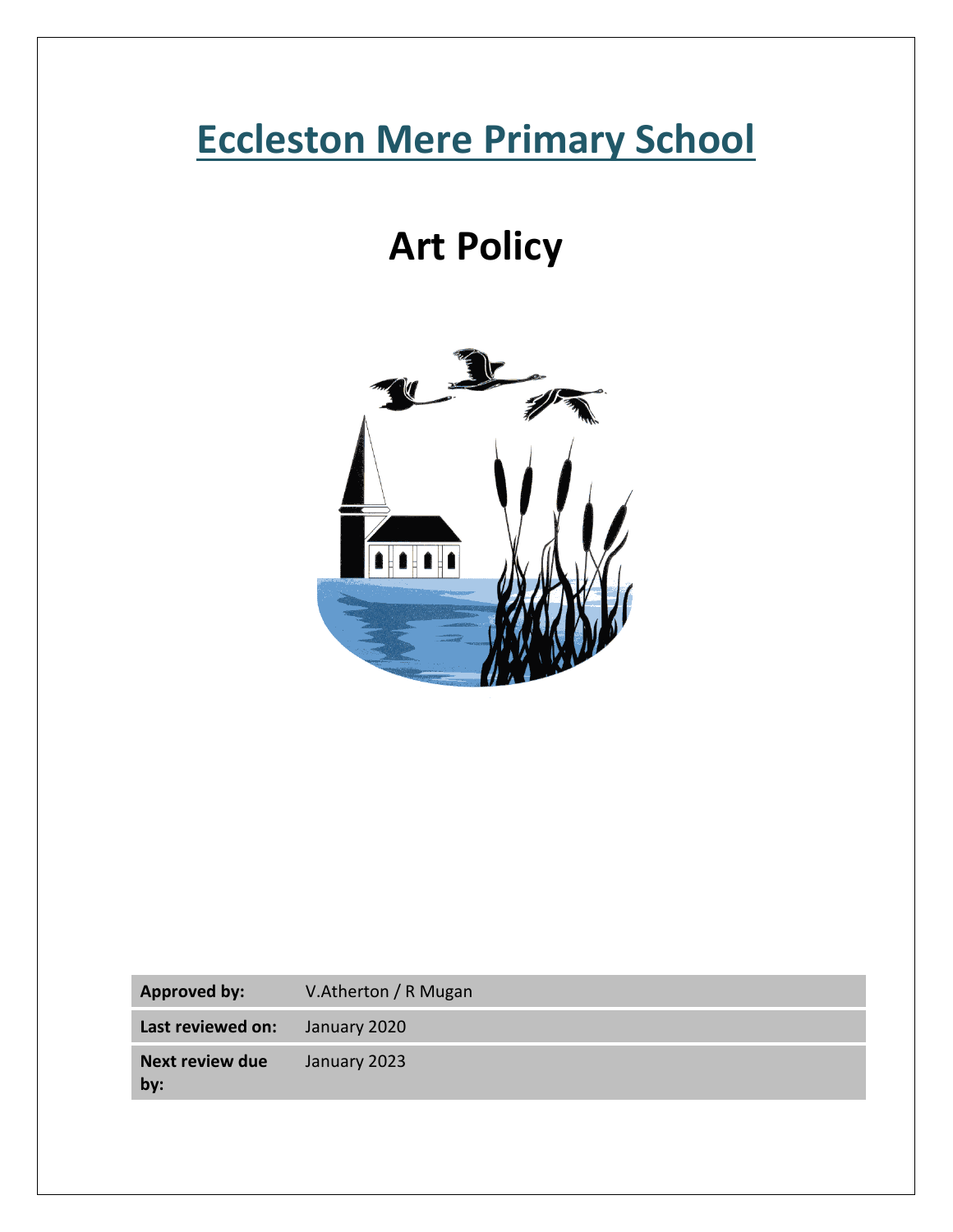# Eccleston Mere Primary School

# Art Policy

| Approved by: | V.Atherton / R Mugan |
|---|---|
| Last reviewed on: | January 2020 |
| Next review due by: | January 2023 |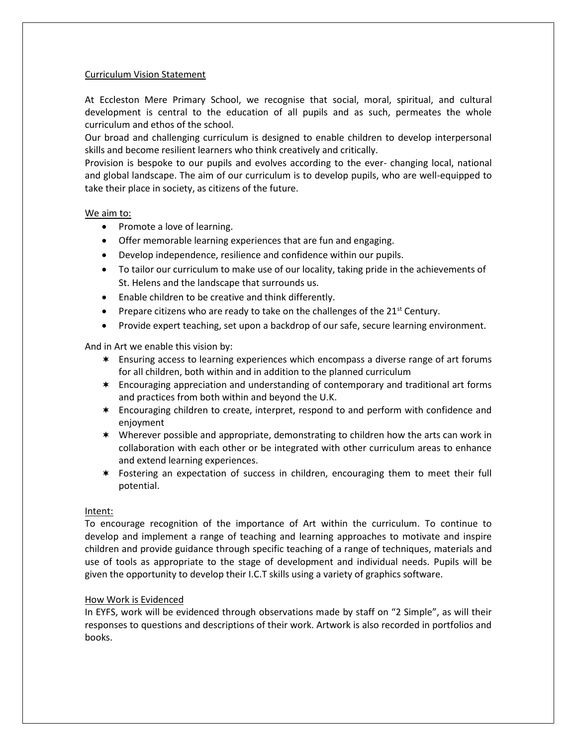Curriculum Vision Statement

At Eccleston Mere Primary School, we recognise that social, moral, spiritual, and cultural development is central to the education of all pupils and as such, permeates the whole curriculum and ethos of the school.
Our broad and challenging curriculum is designed to enable children to develop interpersonal skills and become resilient learners who think creatively and critically.
Provision is bespoke to our pupils and evolves according to the ever- changing local, national and global landscape. The aim of our curriculum is to develop pupils, who are well-equipped to take their place in society, as citizens of the future.

We aim to:

- Promote a love of learning.
- Offer memorable learning experiences that are fun and engaging.
- Develop independence, resilience and confidence within our pupils.
- To tailor our curriculum to make use of our locality, taking pride in the achievements of St. Helens and the landscape that surrounds us.
- Enable children to be creative and think differently.
- Prepare citizens who are ready to take on the challenges of the 21st Century.
- Provide expert teaching, set upon a backdrop of our safe, secure learning environment.

And in Art we enable this vision by:

- Ensuring access to learning experiences which encompass a diverse range of art forums for all children, both within and in addition to the planned curriculum
- Encouraging appreciation and understanding of contemporary and traditional art forms and practices from both within and beyond the U.K.
- Encouraging children to create, interpret, respond to and perform with confidence and enjoyment
- Wherever possible and appropriate, demonstrating to children how the arts can work in collaboration with each other or be integrated with other curriculum areas to enhance and extend learning experiences.
- Fostering an expectation of success in children, encouraging them to meet their full potential.

Intent:

To encourage recognition of the importance of Art within the curriculum. To continue to develop and implement a range of teaching and learning approaches to motivate and inspire children and provide guidance through specific teaching of a range of techniques, materials and use of tools as appropriate to the stage of development and individual needs. Pupils will be given the opportunity to develop their I.C.T skills using a variety of graphics software.

How Work is Evidenced

In EYFS, work will be evidenced through observations made by staff on "2 Simple", as will their responses to questions and descriptions of their work. Artwork is also recorded in portfolios and books.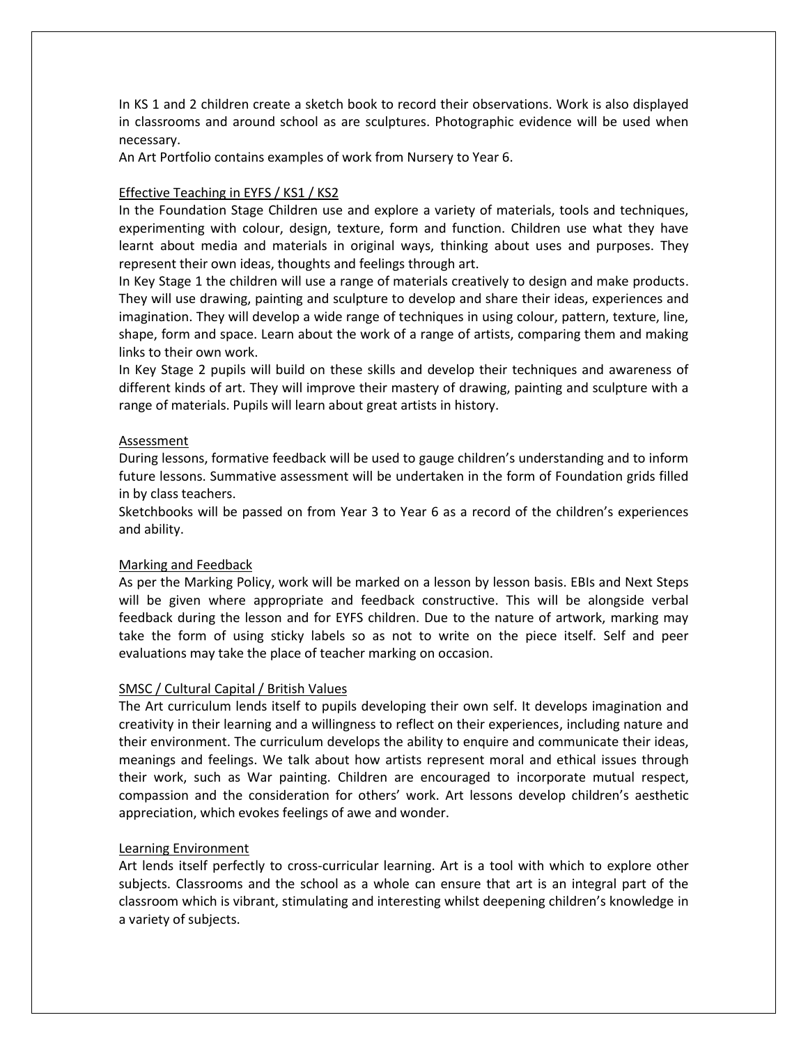In KS 1 and 2 children create a sketch book to record their observations. Work is also displayed in classrooms and around school as are sculptures. Photographic evidence will be used when necessary.

An Art Portfolio contains examples of work from Nursery to Year 6.

## Effective Teaching in EYFS / KS1 / KS2

In the Foundation Stage Children use and explore a variety of materials, tools and techniques, experimenting with colour, design, texture, form and function. Children use what they have learnt about media and materials in original ways, thinking about uses and purposes. They represent their own ideas, thoughts and feelings through art.

In Key Stage 1 the children will use a range of materials creatively to design and make products. They will use drawing, painting and sculpture to develop and share their ideas, experiences and imagination. They will develop a wide range of techniques in using colour, pattern, texture, line, shape, form and space. Learn about the work of a range of artists, comparing them and making links to their own work.

In Key Stage 2 pupils will build on these skills and develop their techniques and awareness of different kinds of art. They will improve their mastery of drawing, painting and sculpture with a range of materials. Pupils will learn about great artists in history.

## Assessment

During lessons, formative feedback will be used to gauge children's understanding and to inform future lessons. Summative assessment will be undertaken in the form of Foundation grids filled in by class teachers.

Sketchbooks will be passed on from Year 3 to Year 6 as a record of the children's experiences and ability.

## Marking and Feedback

As per the Marking Policy, work will be marked on a lesson by lesson basis. EBIs and Next Steps will be given where appropriate and feedback constructive. This will be alongside verbal feedback during the lesson and for EYFS children. Due to the nature of artwork, marking may take the form of using sticky labels so as not to write on the piece itself. Self and peer evaluations may take the place of teacher marking on occasion.

## SMSC / Cultural Capital / British Values

The Art curriculum lends itself to pupils developing their own self. It develops imagination and creativity in their learning and a willingness to reflect on their experiences, including nature and their environment. The curriculum develops the ability to enquire and communicate their ideas, meanings and feelings. We talk about how artists represent moral and ethical issues through their work, such as War painting. Children are encouraged to incorporate mutual respect, compassion and the consideration for others' work. Art lessons develop children's aesthetic appreciation, which evokes feelings of awe and wonder.

## Learning Environment

Art lends itself perfectly to cross-curricular learning. Art is a tool with which to explore other subjects. Classrooms and the school as a whole can ensure that art is an integral part of the classroom which is vibrant, stimulating and interesting whilst deepening children's knowledge in a variety of subjects.